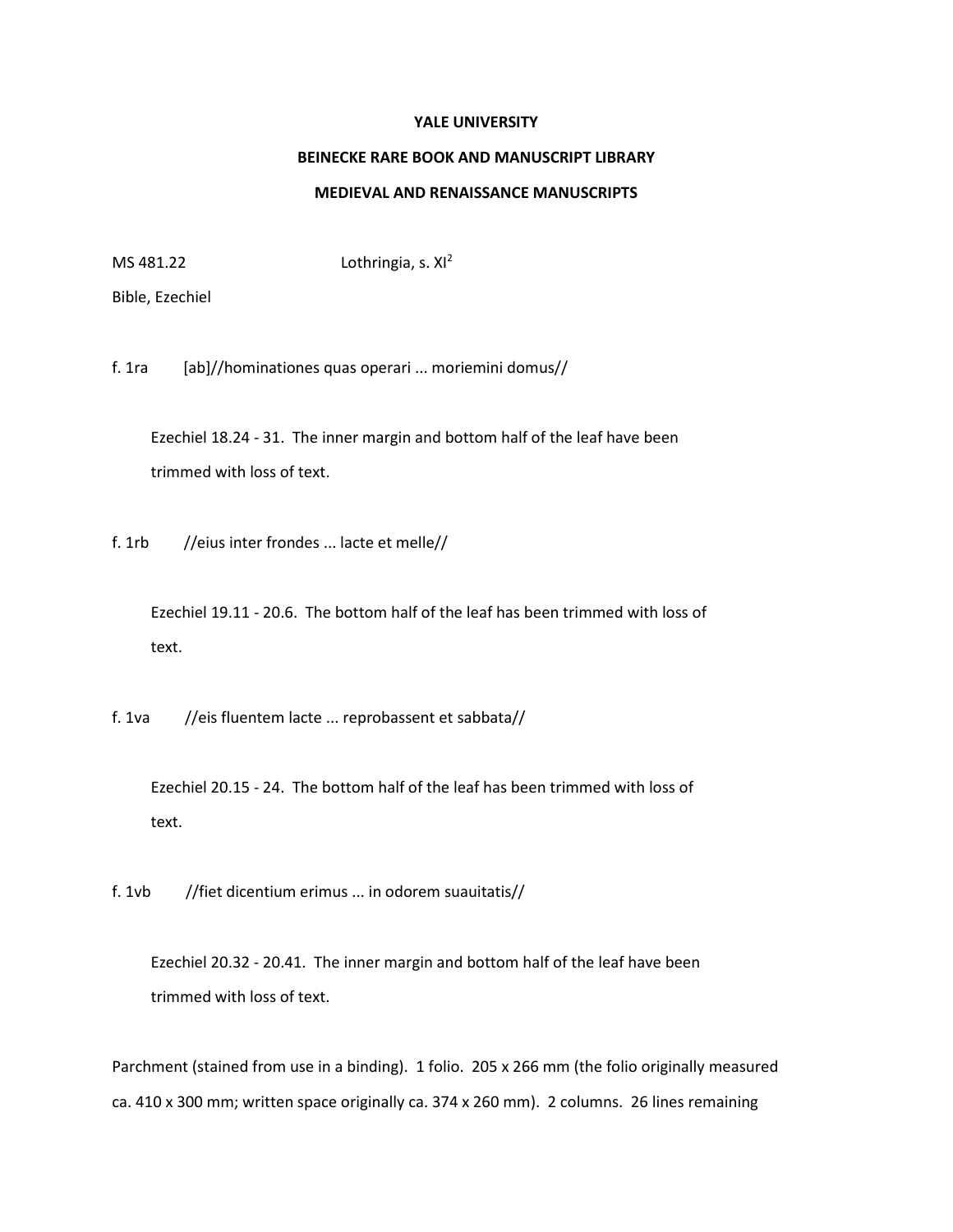**YALE UNIVERSITY**

**BEINECKE RARE BOOK AND MANUSCRIPT LIBRARY**

**MEDIEVAL AND RENAISSANCE MANUSCRIPTS**

MS 481.22 Lothringia, s. XI[2]

Bible, Ezechiel

f. 1ra [ab]//hominationes quas operari ... moriemini domus//

Ezechiel 18.24 - 31. The inner margin and bottom half of the leaf have been trimmed with loss of text.

f. 1rb //eius inter frondes ... lacte et melle//

Ezechiel 19.11 - 20.6. The bottom half of the leaf has been trimmed with loss of text.

f. 1va //eis fluentem lacte ... reprobassent et sabbata//

Ezechiel 20.15 - 24. The bottom half of the leaf has been trimmed with loss of text.

f. 1vb //fiet dicentium erimus ... in odorem suauitatis//

Ezechiel 20.32 - 20.41. The inner margin and bottom half of the leaf have been trimmed with loss of text.

Parchment (stained from use in a binding). 1 folio. 205 x 266 mm (the folio originally measured ca. 410 x 300 mm; written space originally ca. 374 x 260 mm). 2 columns. 26 lines remaining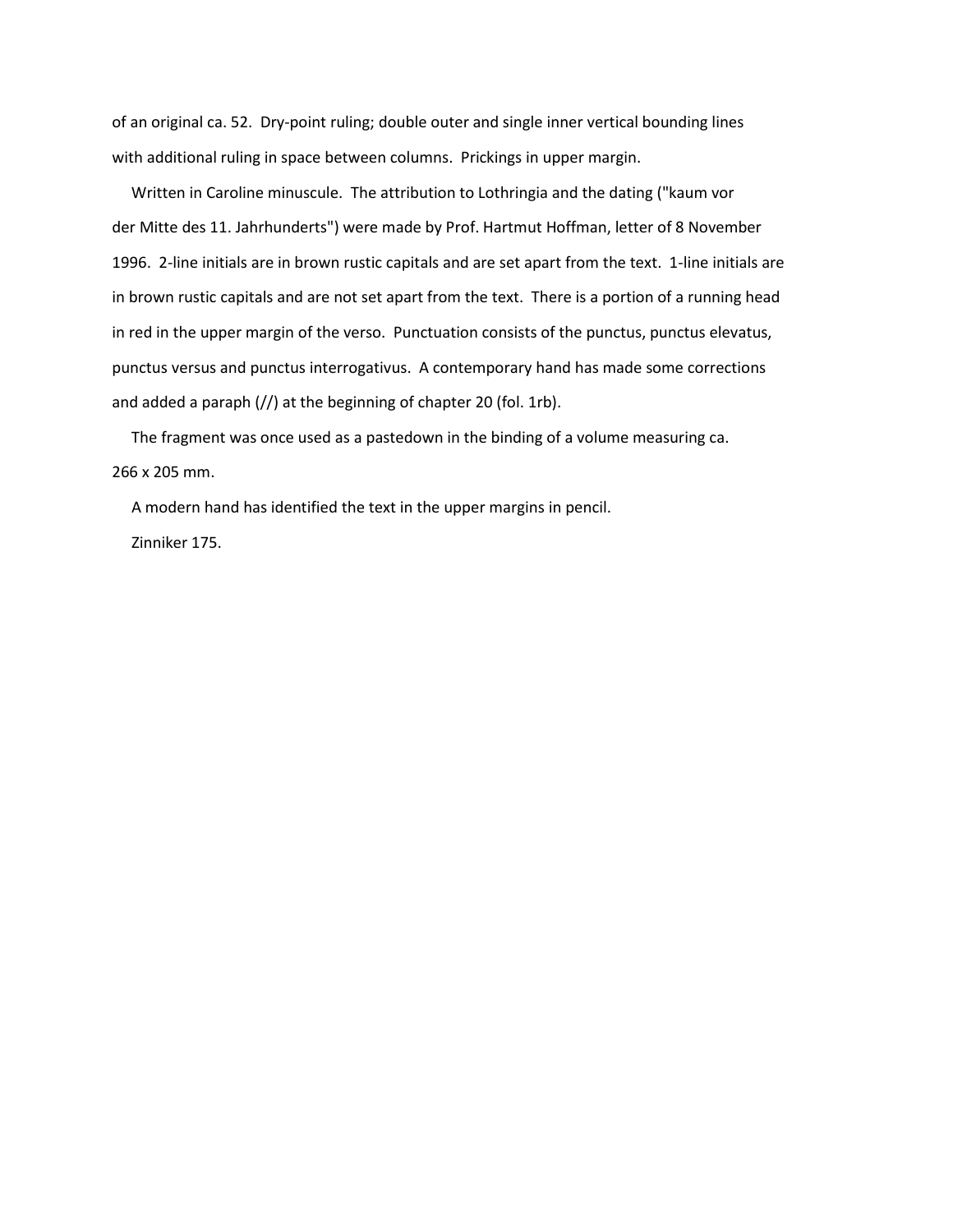of an original ca. 52. Dry-point ruling; double outer and single inner vertical bounding lines with additional ruling in space between columns. Prickings in upper margin.

Written in Caroline minuscule. The attribution to Lothringia and the dating ("kaum vor der Mitte des 11. Jahrhunderts") were made by Prof. Hartmut Hoffman, letter of 8 November 1996. 2-line initials are in brown rustic capitals and are set apart from the text. 1-line initials are in brown rustic capitals and are not set apart from the text. There is a portion of a running head in red in the upper margin of the verso. Punctuation consists of the punctus, punctus elevatus, punctus versus and punctus interrogativus. A contemporary hand has made some corrections and added a paraph (//) at the beginning of chapter 20 (fol. 1rb).

The fragment was once used as a pastedown in the binding of a volume measuring ca. 266 x 205 mm.

A modern hand has identified the text in the upper margins in pencil.

Zinniker 175.